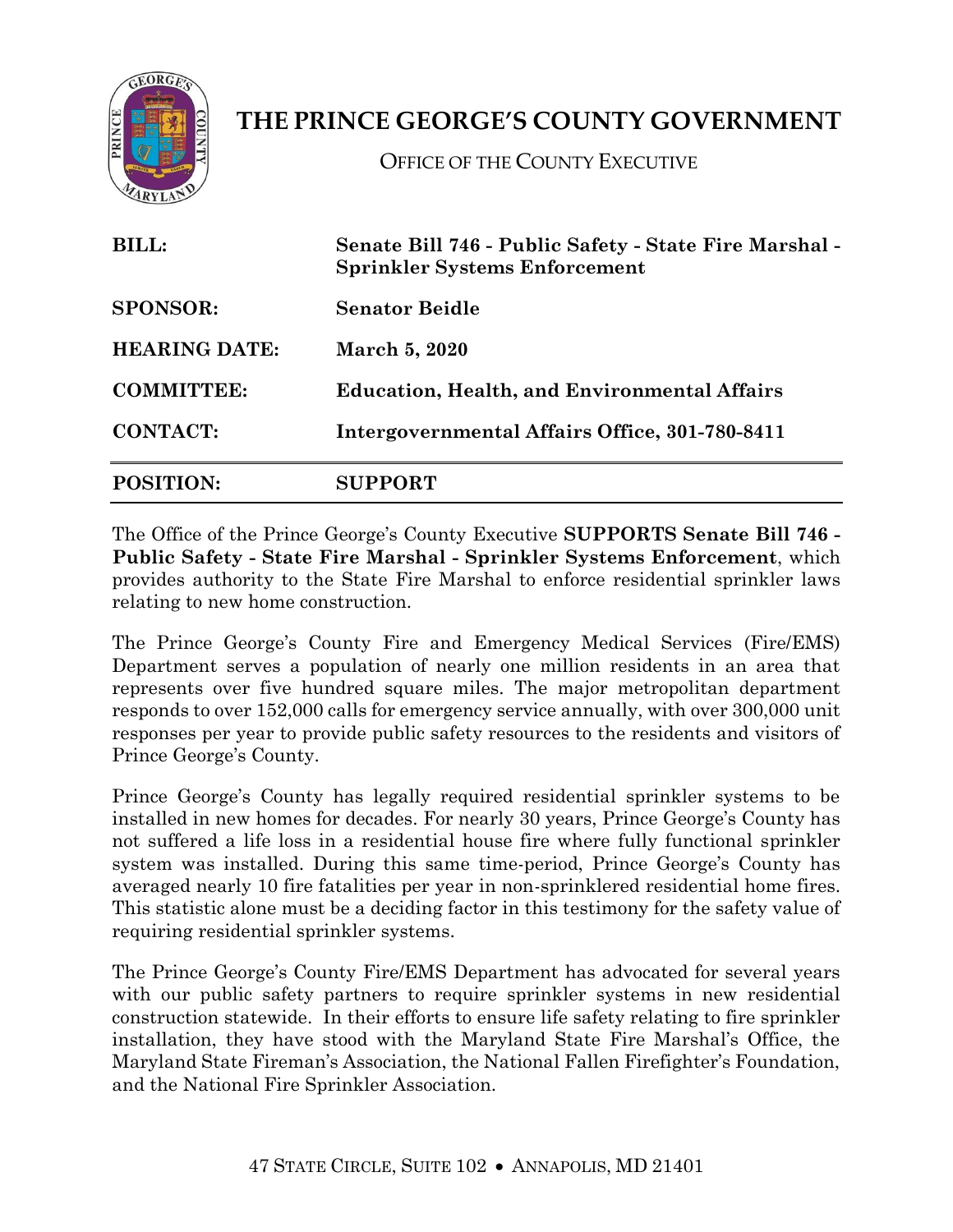# THE PRINCE GEORGE'S COUNTY GOVERNMENT

OFFICE OF THE COUNTY EXECUTIVE

| | |
|---|---|
| **BILL:** | **Senate Bill 746 - Public Safety - State Fire Marshal - Sprinkler Systems Enforcement** |
| **SPONSOR:** | **Senator Beidle** |
| **HEARING DATE:** | **March 5, 2020** |
| **COMMITTEE:** | **Education, Health, and Environmental Affairs** |
| **CONTACT:** | **Intergovernmental Affairs Office, 301-780-8411** |
| **POSITION:** | **SUPPORT** |

The Office of the Prince George's County Executive **SUPPORTS Senate Bill 746 - Public Safety - State Fire Marshal - Sprinkler Systems Enforcement**, which provides authority to the State Fire Marshal to enforce residential sprinkler laws relating to new home construction.

The Prince George's County Fire and Emergency Medical Services (Fire/EMS) Department serves a population of nearly one million residents in an area that represents over five hundred square miles. The major metropolitan department responds to over 152,000 calls for emergency service annually, with over 300,000 unit responses per year to provide public safety resources to the residents and visitors of Prince George's County.

Prince George's County has legally required residential sprinkler systems to be installed in new homes for decades. For nearly 30 years, Prince George's County has not suffered a life loss in a residential house fire where fully functional sprinkler system was installed. During this same time-period, Prince George's County has averaged nearly 10 fire fatalities per year in non-sprinklered residential home fires. This statistic alone must be a deciding factor in this testimony for the safety value of requiring residential sprinkler systems.

The Prince George's County Fire/EMS Department has advocated for several years with our public safety partners to require sprinkler systems in new residential construction statewide. In their efforts to ensure life safety relating to fire sprinkler installation, they have stood with the Maryland State Fire Marshal's Office, the Maryland State Fireman's Association, the National Fallen Firefighter's Foundation, and the National Fire Sprinkler Association.

47 STATE CIRCLE, SUITE 102 • ANNAPOLIS, MD 21401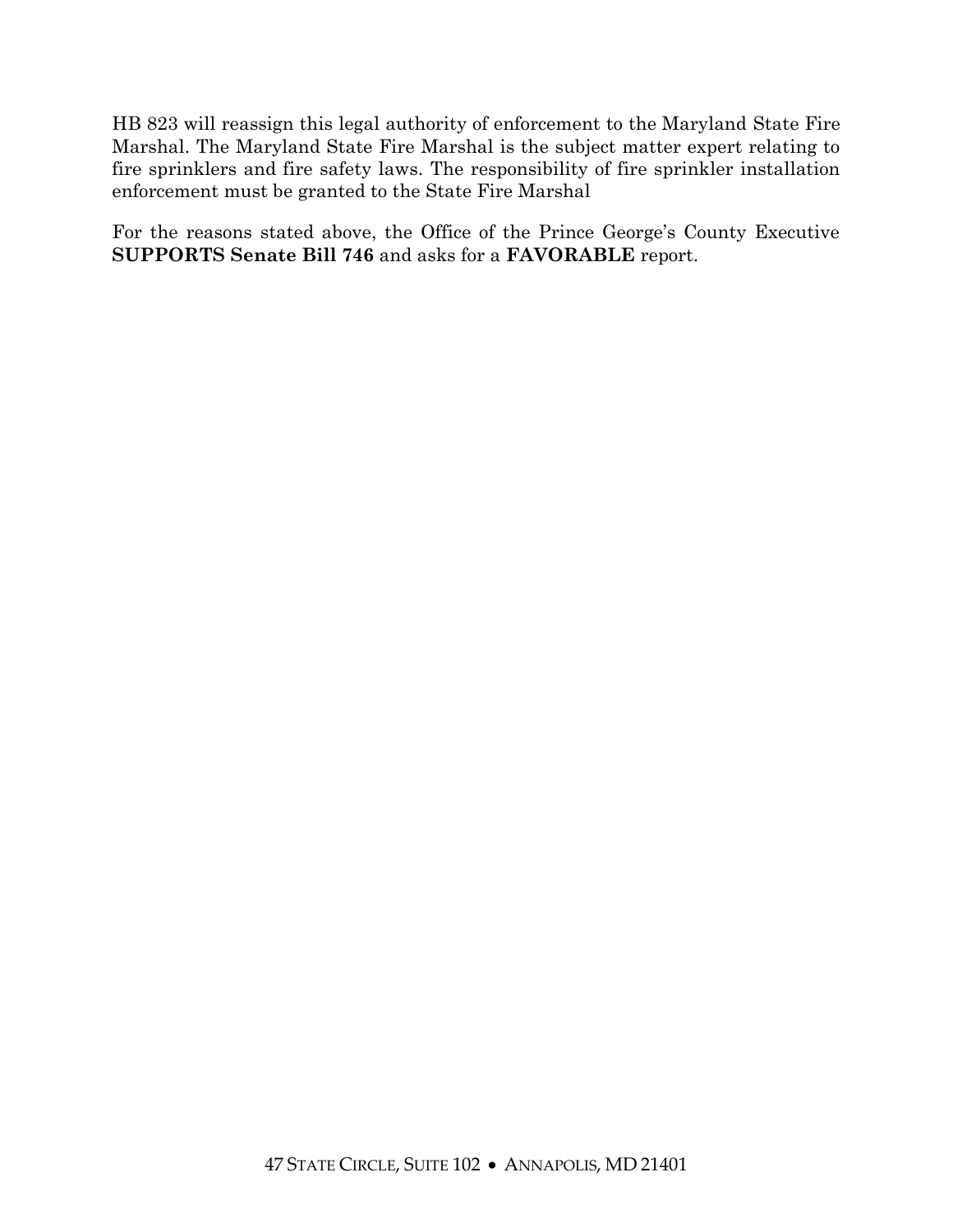HB 823 will reassign this legal authority of enforcement to the Maryland State Fire Marshal. The Maryland State Fire Marshal is the subject matter expert relating to fire sprinklers and fire safety laws. The responsibility of fire sprinkler installation enforcement must be granted to the State Fire Marshal

For the reasons stated above, the Office of the Prince George's County Executive **SUPPORTS Senate Bill 746** and asks for a **FAVORABLE** report.